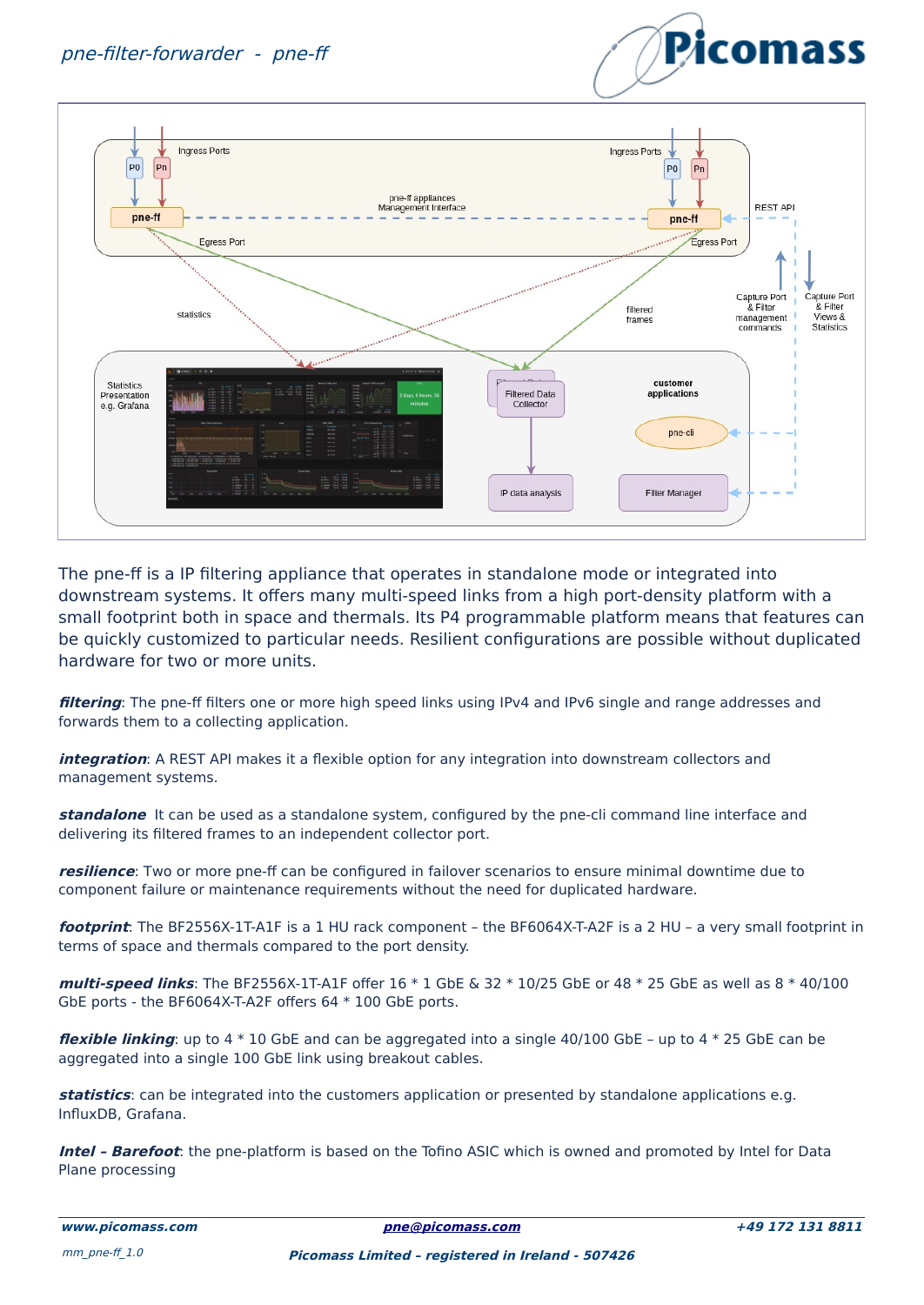*pne-filter-forwarder - pne-ff*

The pne-ff is a IP filtering appliance that operates in standalone mode or integrated into downstream systems. It offers many multi-speed links from a high port-density platform with a small footprint both in space and thermals. Its P4 programmable platform means that features can be quickly customized to particular needs. Resilient configurations are possible without duplicated hardware for two or more units.

***filtering***: The pne-ff filters one or more high speed links using IPv4 and IPv6 single and range addresses and forwards them to a collecting application.

***integration***: A REST API makes it a flexible option for any integration into downstream collectors and management systems.

***standalone*** It can be used as a standalone system, configured by the pne-cli command line interface and delivering its filtered frames to an independent collector port.

***resilience***: Two or more pne-ff can be configured in failover scenarios to ensure minimal downtime due to component failure or maintenance requirements without the need for duplicated hardware.

***footprint***: The BF2556X-1T-A1F is a 1 HU rack component – the BF6064X-T-A2F is a 2 HU – a very small footprint in terms of space and thermals compared to the port density.

***multi-speed links***: The BF2556X-1T-A1F offer 16 * 1 GbE & 32 * 10/25 GbE or 48 * 25 GbE as well as 8 * 40/100 GbE ports - the BF6064X-T-A2F offers 64 * 100 GbE ports.

***flexible linking***: up to 4 * 10 GbE and can be aggregated into a single 40/100 GbE – up to 4 * 25 GbE can be aggregated into a single 100 GbE link using breakout cables.

***statistics***: can be integrated into the customers application or presented by standalone applications e.g. InfluxDB, Grafana.

***Intel – Barefoot***: the pne-platform is based on the Tofino ASIC which is owned and promoted by Intel for Data Plane processing

***www.picomass.com*** ***pne@picomass.com*** ***+49 172 131 8811***

*mm_pne-ff_1.0* ***Picomass Limited – registered in Ireland - 507426***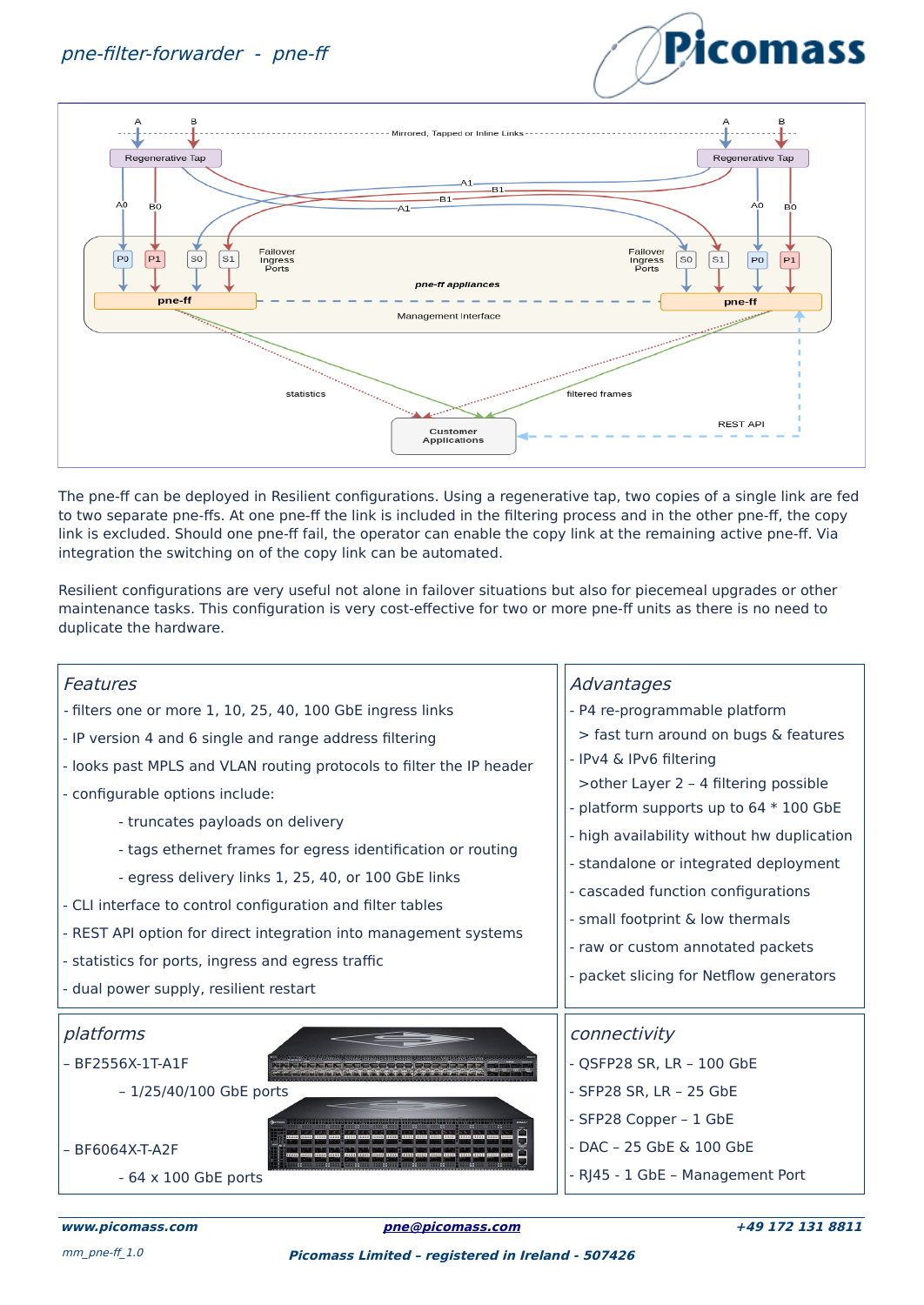pne-filter-forwarder - pne-ff

A B

Mirrored, Tapped or Inline Links

A B

Regenerative Tap

Regenerative Tap

A0 B0

A1 B1 B1 A1

A0 B0

P0 P1 S0 S1

Failover Ingress Ports

Failover Ingress Ports

S0 S1 P0 P1

pne-ff appliances

pne-ff

pne-ff

Management Interface

statistics

filtered frames

REST API

Customer Applications

The pne-ff can be deployed in Resilient configurations. Using a regenerative tap, two copies of a single link are fed to two separate pne-ffs. At one pne-ff the link is included in the filtering process and in the other pne-ff, the copy link is excluded. Should one pne-ff fail, the operator can enable the copy link at the remaining active pne-ff. Via integration the switching on of the copy link can be automated.

Resilient configurations are very useful not alone in failover situations but also for piecemeal upgrades or other maintenance tasks. This configuration is very cost-effective for two or more pne-ff units as there is no need to duplicate the hardware.

## *Features*

- filters one or more 1, 10, 25, 40, 100 GbE ingress links
- IP version 4 and 6 single and range address filtering
- looks past MPLS and VLAN routing protocols to filter the IP header
- configurable options include:
  - truncates payloads on delivery
  - tags ethernet frames for egress identification or routing
  - egress delivery links 1, 25, 40, or 100 GbE links
- CLI interface to control configuration and filter tables
- REST API option for direct integration into management systems
- statistics for ports, ingress and egress traffic
- dual power supply, resilient restart

## *Advantages*

- P4 re-programmable platform
  > fast turn around on bugs & features
- IPv4 & IPv6 filtering
  >other Layer 2 – 4 filtering possible
- platform supports up to 64 * 100 GbE
- high availability without hw duplication
- standalone or integrated deployment
- cascaded function configurations
- small footprint & low thermals
- raw or custom annotated packets
- packet slicing for Netflow generators

## *platforms*

– BF2556X-1T-A1F
  - 1/25/40/100 GbE ports

– BF6064X-T-A2F
  - 64 x 100 GbE ports

## *connectivity*

- QSFP28 SR, LR – 100 GbE
- SFP28 SR, LR – 25 GbE
- SFP28 Copper – 1 GbE
- DAC – 25 GbE & 100 GbE
- RJ45 - 1 GbE – Management Port

***www.picomass.com*** ***pne@picomass.com*** ***+49 172 131 8811***

*mm_pne-ff_1.0* ***Picomass Limited – registered in Ireland - 507426***